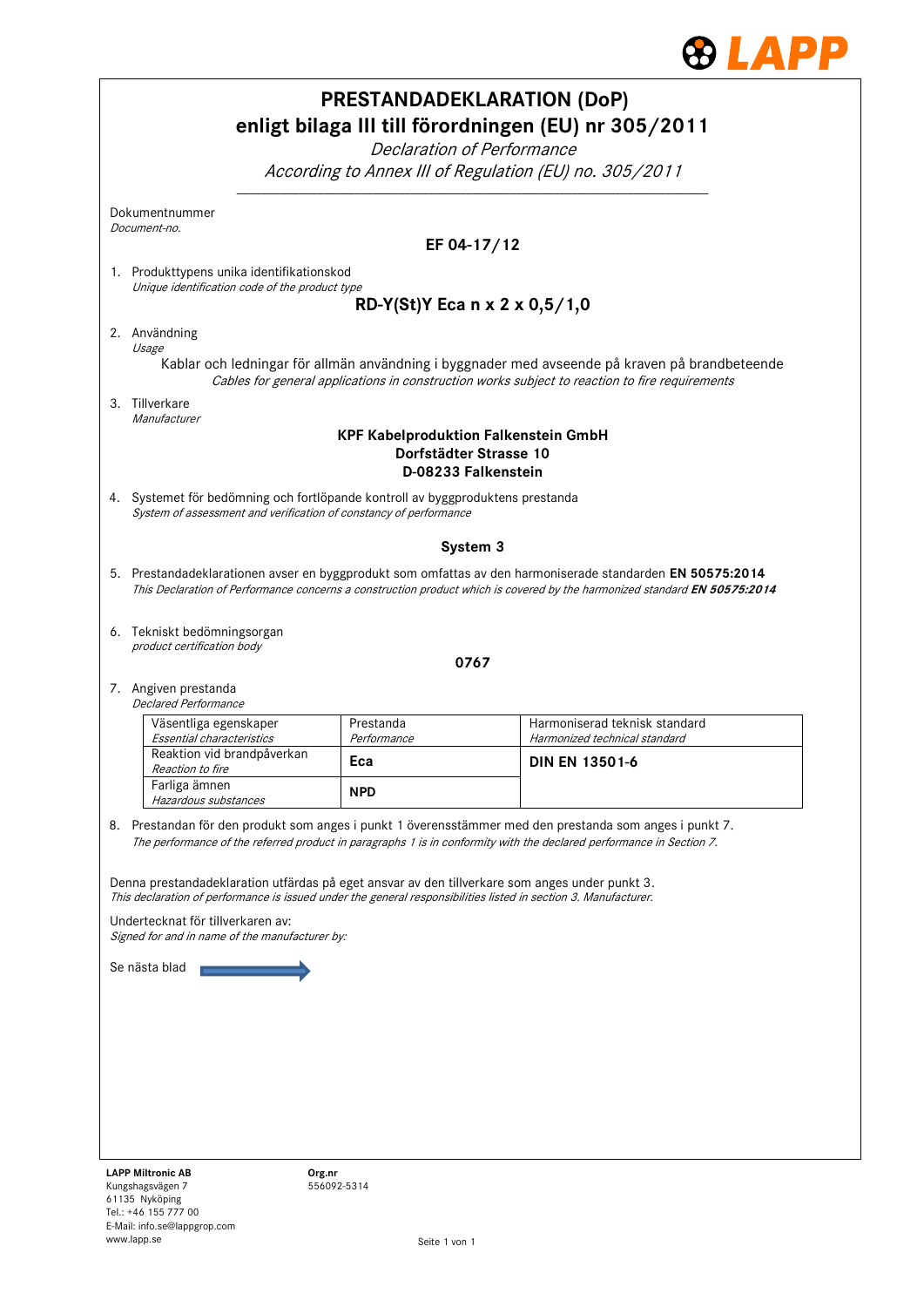# PRESTANDADEKLARATION (DoP)
# enligt bilaga III till förordningen (EU) nr 305/2011

*Declaration of Performance*

*According to Annex III of Regulation (EU) no. 305/2011*

Dokumentnummer
*Document-no.*

**EF 04-17/12**

1. Produkttypens unika identifikationskod
   *Unique identification code of the product type*

   **RD-Y(St)Y Eca n x 2 x 0,5/1,0**

2. Användning
   *Usage*

   Kablar och ledningar för allmän användning i byggnader med avseende på kraven på brandbeteende
   *Cables for general applications in construction works subject to reaction to fire requirements*

3. Tillverkare
   *Manufacturer*

   **KPF Kabelproduktion Falkenstein GmbH**
   **Dorfstädter Strasse 10**
   **D-08233 Falkenstein**

4. Systemet för bedömning och fortlöpande kontroll av byggproduktens prestanda
   *System of assessment and verification of constancy of performance*

   **System 3**

5. Prestandadeklarationen avser en byggprodukt som omfattas av den harmoniserade standarden **EN 50575:2014**
   *This Declaration of Performance concerns a construction product which is covered by the harmonized standard **EN 50575:2014***

6. Tekniskt bedömningsorgan
   *product certification body*

   **0767**

7. Angiven prestanda
   *Declared Performance*

| Väsentliga egenskaper *Essential characteristics* | Prestanda *Performance* | Harmoniserad teknisk standard *Harmonized technical standard* |
|---|---|---|
| Reaktion vid brandpåverkan *Reaction to fire* | **Eca** | **DIN EN 13501-6** |
| Farliga ämnen *Hazardous substances* | **NPD** | |

8. Prestandan för den produkt som anges i punkt 1 överensstämmer med den prestanda som anges i punkt 7.
   *The performance of the referred product in paragraphs 1 is in conformity with the declared performance in Section 7.*

Denna prestandadeklaration utfärdas på eget ansvar av den tillverkare som anges under punkt 3.
*This declaration of performance is issued under the general responsibilities listed in section 3. Manufacturer.*

Undertecknat för tillverkaren av:
*Signed for and in name of the manufacturer by:*

Se nästa blad →

**LAPP Miltronic AB**
Kungshagsvägen 7
61135 Nyköping
Tel.: +46 155 777 00
E-Mail: info.se@lappgrop.com
www.lapp.se

**Org.nr**
556092-5314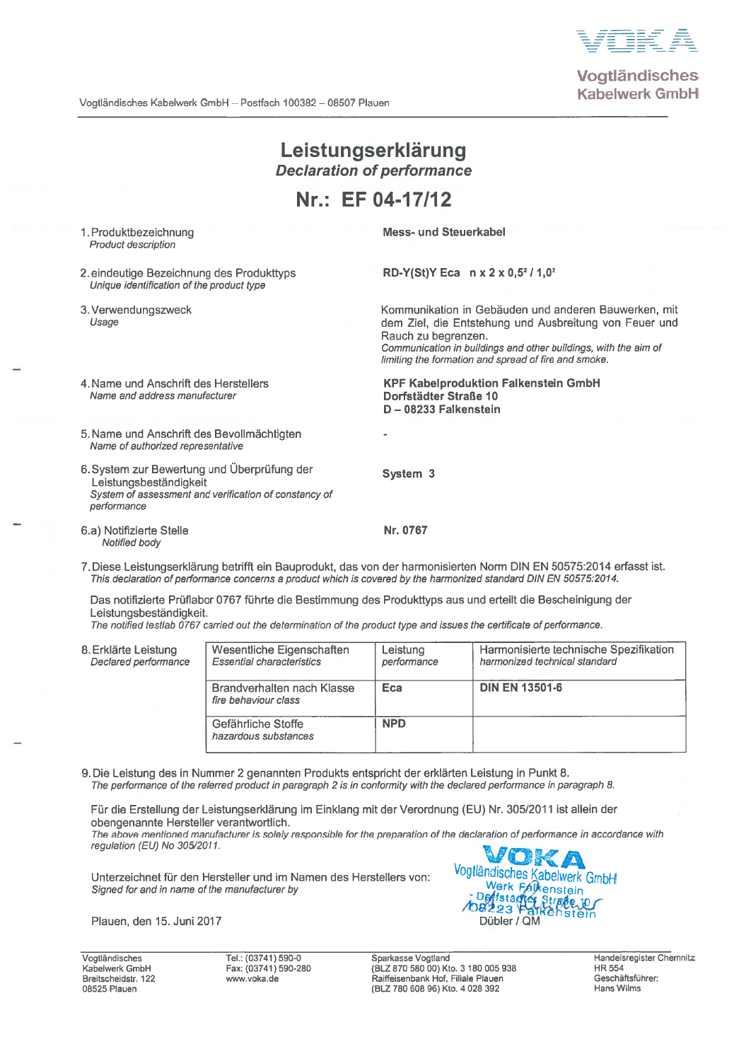VOKA

Vogtländisches Kabelwerk GmbH

Vogtländisches Kabelwerk GmbH – Postfach 100382 – 08507 Plauen

# Leistungserklärung
## *Declaration of performance*
## Nr.: EF 04-17/12

1. Produktbezeichnung
   *Product description*

   **Mess- und Steuerkabel**

2. eindeutige Bezeichnung des Produkttyps
   *Unique identification of the product type*

   **RD-Y(St)Y Eca n x 2 x 0,5² / 1,0²**

3. Verwendungszweck
   *Usage*

   Kommunikation in Gebäuden und anderen Bauwerken, mit dem Ziel, die Entstehung und Ausbreitung von Feuer und Rauch zu begrenzen.
   *Communication in buildings and other buildings, with the aim of limiting the formation and spread of fire and smoke.*

4. Name und Anschrift des Herstellers
   *Name and address manufacturer*

   **KPF Kabelproduktion Falkenstein GmbH**
   **Dorfstädter Straße 10**
   **D – 08233 Falkenstein**

5. Name und Anschrift des Bevollmächtigten
   *Name of authorized representative*

   -

6. System zur Bewertung und Überprüfung der Leistungsbeständigkeit
   *System of assessment and verification of constancy of performance*

   **System 3**

6.a) Notifizierte Stelle
   *Notified body*

   **Nr. 0767**

7. Diese Leistungserklärung betrifft ein Bauprodukt, das von der harmonisierten Norm DIN EN 50575:2014 erfasst ist.
   *This declaration of performance concerns a product which is covered by the harmonized standard DIN EN 50575:2014.*

   Das notifizierte Prüflabor 0767 führte die Bestimmung des Produkttyps aus und erteilt die Bescheinigung der Leistungsbeständigkeit.
   *The notified testlab 0767 carried out the determination of the product type and issues the certificate of performance.*

8. Erklärte Leistung
   *Declared performance*

| Wesentliche Eigenschaften *Essential characteristics* | Leistung *performance* | Harmonisierte technische Spezifikation *harmonized technical standard* |
|---|---|---|
| Brandverhalten nach Klasse *fire behaviour class* | **Eca** | **DIN EN 13501-6** |
| Gefährliche Stoffe *hazardous substances* | **NPD** | |

9. Die Leistung des in Nummer 2 genannten Produkts entspricht der erklärten Leistung in Punkt 8.
   *The performance of the referred product in paragraph 2 is in conformity with the declared performance in paragraph 8.*

   Für die Erstellung der Leistungserklärung im Einklang mit der Verordnung (EU) Nr. 305/2011 ist allein der obengenannte Hersteller verantwortlich.
   *The above mentioned manufacturer is solely responsible for the preparation of the declaration of performance in accordance with regulation (EU) No 305/2011.*

   Unterzeichnet für den Hersteller und im Namen des Herstellers von:
   *Signed for and in name of the manufacturer by*

   VOKA Vogtländisches Kabelwerk GmbH Werk Falkenstein Dorfstädter Straße 10 08223 Falkenstein

   Plauen, den 15. Juni 2017

   Dübler / QM

Vogtländisches Kabelwerk GmbH
Breitscheidstr. 122
08525 Plauen

Tel.: (03741) 590-0
Fax: (03741) 590-280
www.voka.de

Sparkasse Vogtland
(BLZ 870 580 00) Kto. 3 180 005 938
Raiffeisenbank Hof, Filiale Plauen
(BLZ 780 608 96) Kto. 4 028 392

Handelsregister Chemnitz
HR 554
Geschäftsführer:
Hans Wilms